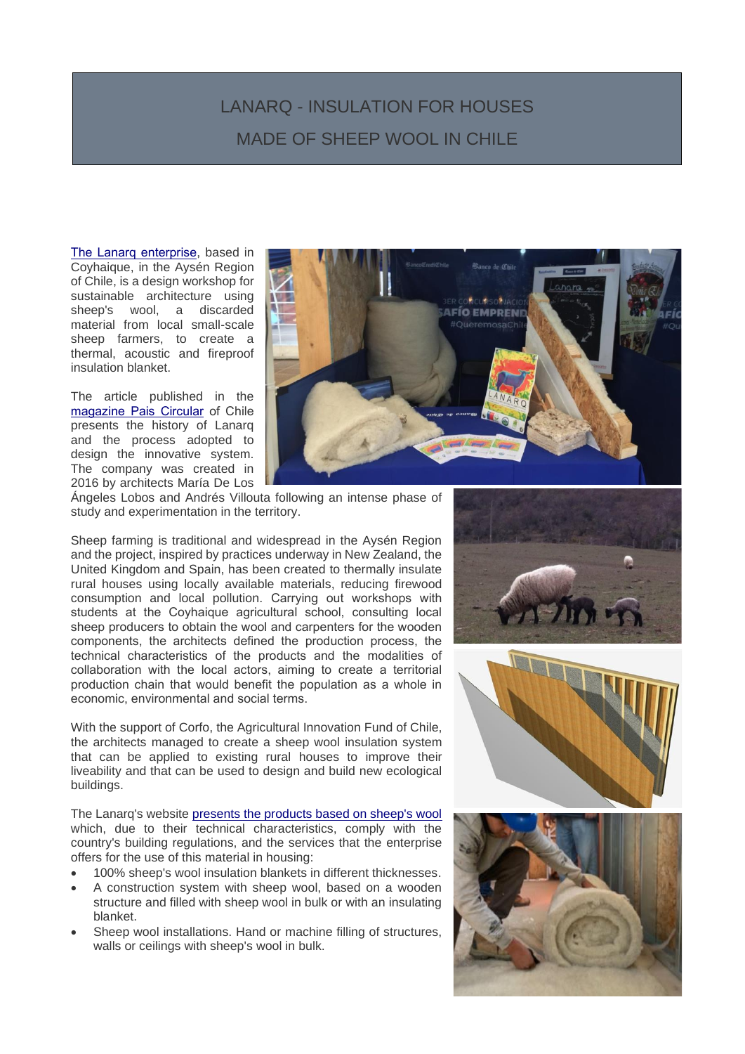# LANARQ - INSULATION FOR HOUSES MADE OF SHEEP WOOL IN CHILE

The Lanarq enterprise, based in Coyhaique, in the Aysén Region of Chile, is a design workshop for sustainable architecture using sheep's wool, a discarded material from local small-scale sheep farmers, to create a thermal, acoustic and fireproof insulation blanket.

The article published in the magazine Pais Circular of Chile presents the history of Lanarq and the process adopted to design the innovative system. The company was created in 2016 by architects María De Los Ángeles Lobos and Andrés Villouta following an intense phase of study and experimentation in the territory.

Sheep farming is traditional and widespread in the Aysén Region and the project, inspired by practices underway in New Zealand, the United Kingdom and Spain, has been created to thermally insulate rural houses using locally available materials, reducing firewood consumption and local pollution. Carrying out workshops with students at the Coyhaique agricultural school, consulting local sheep producers to obtain the wool and carpenters for the wooden components, the architects defined the production process, the technical characteristics of the products and the modalities of collaboration with the local actors, aiming to create a territorial production chain that would benefit the population as a whole in economic, environmental and social terms.

With the support of Corfo, the Agricultural Innovation Fund of Chile, the architects managed to create a sheep wool insulation system that can be applied to existing rural houses to improve their liveability and that can be used to design and build new ecological buildings.

The Lanarq's website presents the products based on sheep's wool which, due to their technical characteristics, comply with the country's building regulations, and the services that the enterprise offers for the use of this material in housing:

- 100% sheep's wool insulation blankets in different thicknesses.
- A construction system with sheep wool, based on a wooden structure and filled with sheep wool in bulk or with an insulating blanket.
- Sheep wool installations. Hand or machine filling of structures, walls or ceilings with sheep's wool in bulk.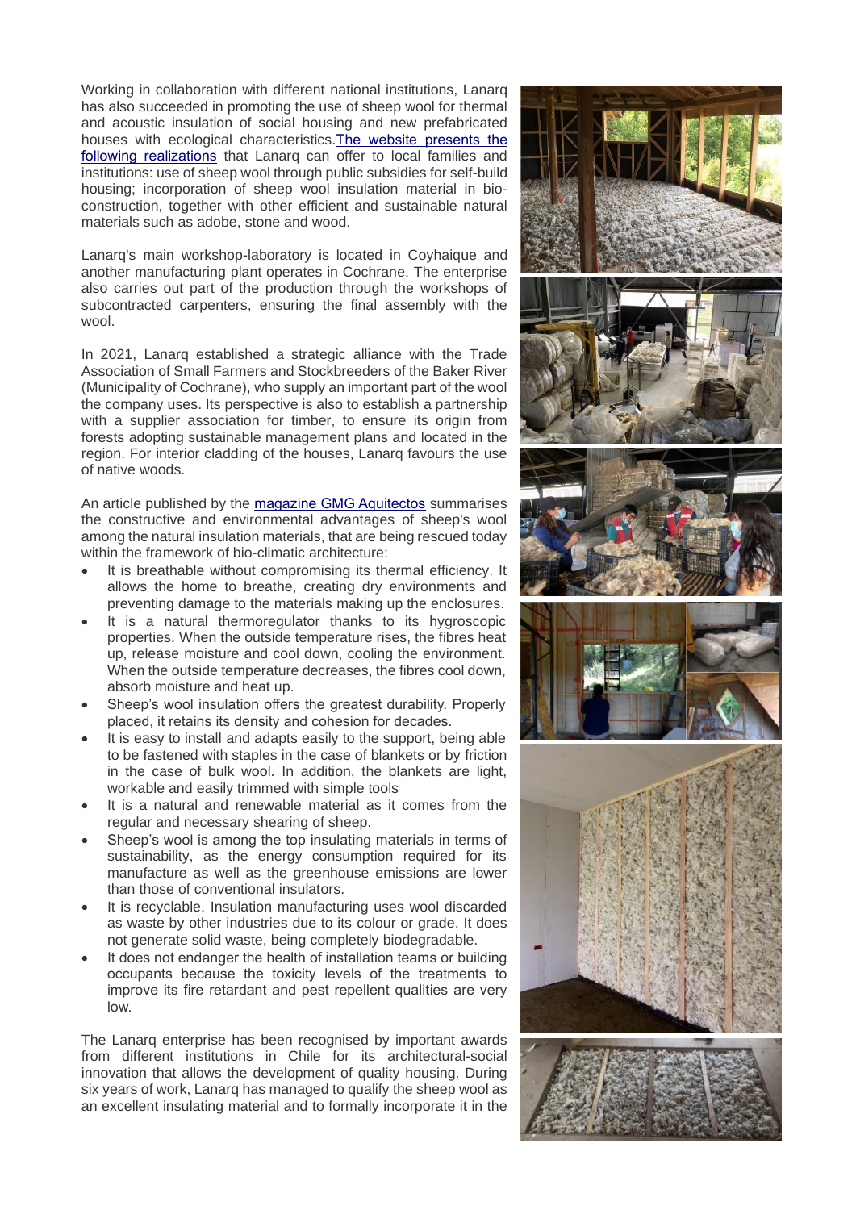Working in collaboration with different national institutions, Lanarq has also succeeded in promoting the use of sheep wool for thermal and acoustic insulation of social housing and new prefabricated houses with ecological characteristics. [The website presents the following realizations] that Lanarq can offer to local families and institutions: use of sheep wool through public subsidies for self-build housing; incorporation of sheep wool insulation material in bio-construction, together with other efficient and sustainable natural materials such as adobe, stone and wood.

Lanarq's main workshop-laboratory is located in Coyhaique and another manufacturing plant operates in Cochrane. The enterprise also carries out part of the production through the workshops of subcontracted carpenters, ensuring the final assembly with the wool.

In 2021, Lanarq established a strategic alliance with the Trade Association of Small Farmers and Stockbreeders of the Baker River (Municipality of Cochrane), who supply an important part of the wool the company uses. Its perspective is also to establish a partnership with a supplier association for timber, to ensure its origin from forests adopting sustainable management plans and located in the region. For interior cladding of the houses, Lanarq favours the use of native woods.

An article published by the magazine GMG Aquitectos summarises the constructive and environmental advantages of sheep's wool among the natural insulation materials, that are being rescued today within the framework of bio-climatic architecture:

- It is breathable without compromising its thermal efficiency. It allows the home to breathe, creating dry environments and preventing damage to the materials making up the enclosures.
- It is a natural thermoregulator thanks to its hygroscopic properties. When the outside temperature rises, the fibres heat up, release moisture and cool down, cooling the environment. When the outside temperature decreases, the fibres cool down, absorb moisture and heat up.
- Sheep's wool insulation offers the greatest durability. Properly placed, it retains its density and cohesion for decades.
- It is easy to install and adapts easily to the support, being able to be fastened with staples in the case of blankets or by friction in the case of bulk wool. In addition, the blankets are light, workable and easily trimmed with simple tools
- It is a natural and renewable material as it comes from the regular and necessary shearing of sheep.
- Sheep's wool is among the top insulating materials in terms of sustainability, as the energy consumption required for its manufacture as well as the greenhouse emissions are lower than those of conventional insulators.
- It is recyclable. Insulation manufacturing uses wool discarded as waste by other industries due to its colour or grade. It does not generate solid waste, being completely biodegradable.
- It does not endanger the health of installation teams or building occupants because the toxicity levels of the treatments to improve its fire retardant and pest repellent qualities are very low.

The Lanarq enterprise has been recognised by important awards from different institutions in Chile for its architectural-social innovation that allows the development of quality housing. During six years of work, Lanarq has managed to qualify the sheep wool as an excellent insulating material and to formally incorporate it in the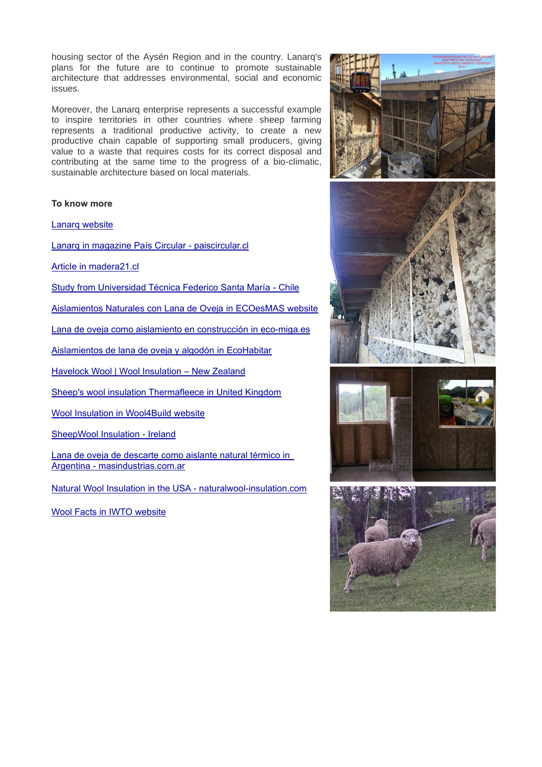housing sector of the Aysén Region and in the country. Lanarq's plans for the future are to continue to promote sustainable architecture that addresses environmental, social and economic issues.

Moreover, the Lanarq enterprise represents a successful example to inspire territories in other countries where sheep farming represents a traditional productive activity, to create a new productive chain capable of supporting small producers, giving value to a waste that requires costs for its correct disposal and contributing at the same time to the progress of a bio-climatic, sustainable architecture based on local materials.

**To know more**

Lanarq website

Lanarq in magazine País Circular - paiscircular.cl

Article in madera21.cl

Study from Universidad Técnica Federico Santa María - Chile

Aislamientos Naturales con Lana de Oveja in ECOesMAS website

Lana de oveja como aislamiento en construcción in eco-miga.es

Aislamientos de lana de oveja y algodón in EcoHabitar

Havelock Wool | Wool Insulation – New Zealand

Sheep's wool insulation Thermafleece in United Kingdom

Wool Insulation in Wool4Build website

SheepWool Insulation - Ireland

Lana de oveja de descarte como aislante natural térmico in Argentina - masindustrias.com.ar

Natural Wool Insulation in the USA - naturalwool-insulation.com

Wool Facts in IWTO website